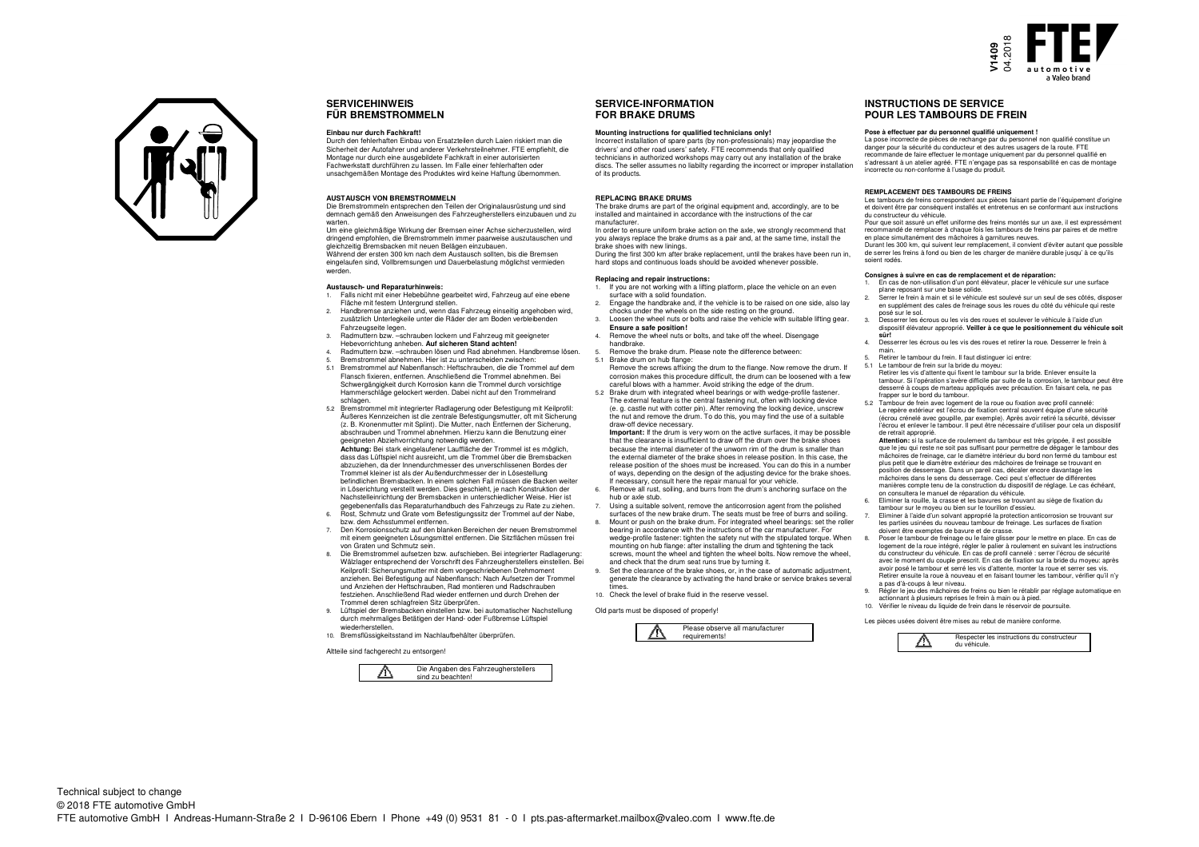V1409
04.2018

FTE automotive
a Valeo brand

## SERVICEHINWEIS FÜR BREMSTROMMELN

**Einbau nur durch Fachkraft!**
Durch den fehlerhaften Einbau von Ersatzteilen durch Laien riskiert man die Sicherheit der Autofahrer und anderer Verkehrsteilnehmer. FTE empfiehlt, die Montage nur durch eine ausgebildete Fachkraft in einer autorisierten Fachwerkstatt durchführen zu lassen. Im Falle einer fehlerhaften oder unsachgemäßen Montage des Produktes wird keine Haftung übernommen.

**AUSTAUSCH VON BREMSTROMMELN**
Die Bremstrommeln entsprechen den Teilen der Originalausrüstung und sind demnach gemäß den Anweisungen des Fahrzeugherstellers einzubauen und zu warten.
Um eine gleichmäßige Wirkung der Bremsen einer Achse sicherzustellen, wird dringend empfohlen, die Bremstrommeln immer paarweise auszutauschen und gleichzeitig Bremsbacken mit neuen Belägen einzubauen.
Während der ersten 300 km nach dem Austausch sollten, bis die Bremsen eingelaufen sind, Vollbremsungen und Dauerbelastung möglichst vermieden werden.

**Austausch- und Reparaturhinweis:**

1. Falls nicht mit einer Hebebühne gearbeitet wird, Fahrzeug auf eine ebene Fläche mit festem Untergrund stellen.
2. Handbremse anziehen und, wenn das Fahrzeug einseitig angehoben wird, zusätzlich Unterlegkeile unter die Räder der am Boden verbleibenden Fahrzeugseite legen.
3. Radmuttern bzw. –schrauben lockern und Fahrzeug mit geeigneter Hebevorrichtung anheben. **Auf sicheren Stand achten!**
4. Radmuttern bzw. –schrauben lösen und Rad abnehmen. Handbremse lösen.
5. Bremstrommel abnehmen. Hier ist zu unterscheiden zwischen:

5.1 Bremstrommel auf Nabenflansch: Heftschrauben, die die Trommel auf dem Flansch fixieren, entfernen. Anschließend die Trommel abnehmen. Bei Schwergängigkeit durch Korrosion kann die Trommel durch vorsichtige Hammerschläge gelockert werden. Dabei nicht auf den Trommelrand schlagen.

5.2 Bremstrommel mit integrierter Radlagerung oder Befestigung mit Keilprofil: Äußeres Kennzeichen ist die zentrale Befestigungsmutter, oft mit Sicherung (z. B. Kronenmutter mit Splint). Die Mutter, nach Entfernen der Sicherung, abschrauben und Trommel abnehmen. Hierzu kann die Benutzung einer geeigneten Abziehvorrichtung notwendig werden.
**Achtung:** Bei stark eingelaufener Lauffläche der Trommel ist es möglich, dass das Lüftspiel nicht ausreicht, um die Trommel über die Bremsbacken abzuziehen, da der Innendurchmesser des unverschlissenen Bordes der Trommel kleiner ist als der Außendurchmesser der in Lösestellung befindlichen Bremsbacken. In einem solchen Fall müssen die Backen weiter in Löserichtung verstellt werden. Dies geschieht, je nach Konstruktion der Nachstelleinrichtung der Bremsbacken in unterschiedlicher Weise. Hier ist gegebenenfalls das Reparaturhandbuch des Fahrzeugs zu Rate zu ziehen.

6. Rost, Schmutz und Grate vom Befestigungssitz der Trommel auf der Nabe, bzw. dem Achsstummel entfernen.
7. Den Korrosionsschutz auf den blanken Bereichen der neuen Bremstrommel mit einem geeigneten Lösungsmittel entfernen. Die Sitzflächen müssen frei von Graten und Schmutz sein.
8. Die Bremstrommel aufsetzen bzw. aufschieben. Bei integrierter Radlagerung: Wälzlager entsprechend der Vorschrift des Fahrzeugherstellers einstellen. Bei Keilprofil: Sicherungsmutter mit dem vorgeschriebenen Drehmoment anziehen. Bei Befestigung auf Nabenflansch: Nach Aufsetzen der Trommel und Anziehen der Heftschrauben, Rad montieren und Radschrauben festziehen. Anschließend Rad wieder entfernen und durch Drehen der Trommel deren schlagfreien Sitz überprüfen.
9. Lüftspiel der Bremsbacken einstellen bzw. bei automatischer Nachstellung durch mehrmaliges Betätigen der Hand- oder Fußbremse Lüftspiel wiederherstellen.
10. Bremsflüssigkeitsstand im Nachlaufbehälter überprüfen.

Altteile sind fachgerecht zu entsorgen!

⚠ Die Angaben des Fahrzeugherstellers sind zu beachten!

## SERVICE-INFORMATION FOR BRAKE DRUMS

**Mounting instructions for qualified technicians only!**
Incorrect installation of spare parts (by non-professionals) may jeopardise the drivers' and other road users' safety. FTE recommends that only qualified technicians in authorized workshops may carry out any installation of the brake discs. The seller assumes no liabilty regarding the incorrect or improper installation of its products.

**REPLACING BRAKE DRUMS**
The brake drums are part of the original equipment and, accordingly, are to be installed and maintained in accordance with the instructions of the car manufacturer.
In order to ensure uniform brake action on the axle, we strongly recommend that you always replace the brake drums as a pair and, at the same time, install the brake shoes with new linings.
During the first 300 km after brake replacement, until the brakes have been run in, hard stops and continuous loads should be avoided whenever possible.

**Replacing and repair instructions:**

1. If you are not working with a lifting platform, place the vehicle on an even surface with a solid foundation.
2. Engage the handbrake and, if the vehicle is to be raised on one side, also lay chocks under the wheels on the side resting on the ground.
3. Loosen the wheel nuts or bolts and raise the vehicle with suitable lifting gear. **Ensure a safe position!**
4. Remove the wheel nuts or bolts, and take off the wheel. Disengage handbrake.
5. Remove the brake drum. Please note the difference between:

5.1 Brake drum on hub flange:
Remove the screws affixing the drum to the flange. Now remove the drum. If corrosion makes this procedure difficult, the drum can be loosened with a few careful blows with a hammer. Avoid striking the edge of the drum.

5.2 Brake drum with integrated wheel bearings or with wedge-profile fastener. The external feature is the central fastening nut, often with locking device (e. g. castle nut with cotter pin). After removing the locking device, unscrew the nut and remove the drum. To do this, you may find the use of a suitable draw-off device necessary.
**Important:** If the drum is very worn on the active surfaces, it may be possible that the clearance is insufficient to draw off the drum over the brake shoes because the internal diameter of the unworn rim of the drum is smaller than the external diameter of the brake shoes in release position. In this case, the release position of the shoes must be increased. You can do this in a number of ways, depending on the design of the adjusting device for the brake shoes. If necessary, consult here the repair manual for your vehicle.

6. Remove all rust, soiling, and burrs from the drum's anchoring surface on the hub or axle stub.
7. Using a suitable solvent, remove the anticorrosion agent from the polished surfaces of the new brake drum. The seats must be free of burrs and soiling.
8. Mount or push on the brake drum. For integrated wheel bearings: set the roller bearing in accordance with the instructions of the car manufacturer. For wedge-profile fastener: tighten the safety nut with the stipulated torque. When mounting on hub flange: after installing the drum and tightening the tack screws, mount the wheel and tighten the wheel bolts. Now remove the wheel, and check that the drum seat runs true by turning it.
9. Set the clearance of the brake shoes, or, in the case of automatic adjustment, generate the clearance by activating the hand brake or service brakes several times.
10. Check the level of brake fluid in the reserve vessel.

Old parts must be disposed of properly!

⚠ Please observe all manufacturer requirements!

## INSTRUCTIONS DE SERVICE POUR LES TAMBOURS DE FREIN

**Pose à effectuer par du personnel qualifié uniquement !**
La pose incorrecte de pièces de rechange par du personnel non qualifié constitue un danger pour la sécurité du conducteur et des autres usagers de la route. FTE recommande de faire effectuer le montage uniquement par du personnel qualifié en s'adressant à un atelier agréé. FTE n'engage pas sa responsabilité en cas de montage incorrecte ou non-conforme à l'usage du produit.

**REMPLACEMENT DES TAMBOURS DE FREINS**
Les tambours de freins correspondent aux pièces faisant partie de l'équipement d'origine et doivent être par conséquent installés et entretenus en se conformant aux instructions du constructeur du véhicule.
Pour que soit assuré un effet uniforme des freins montés sur un axe, il est expressément recommandé de remplacer à chaque fois les tambours de freins par paires et de mettre en place simultanément des mâchoires à garnitures neuves.
Durant les 300 km, qui suivent leur remplacement, il convient d'éviter autant que possible de serrer les freins à fond ou bien de les charger de manière durable jusqu' à ce qu'ils soient rodés.

**Consignes à suivre en cas de remplacement et de réparation:**

1. En cas de non-utilisation d'un pont élévateur, placer le véhicule sur une surface plane reposant sur une base solide.
2. Serrer le frein à main et si le véhicule est soulevé sur un seul de ses côtés, disposer en supplément des cales de freinage sous les roues du côté du véhicule qui reste posé sur le sol.
3. Desserrer les écrous ou les vis des roues et soulever le véhicule à l'aide d'un dispositif élévateur approprié. **Veiller à ce que le positionnement du véhicule soit sûr!**
4. Desserrer les écrous ou les vis des roues et retirer la roue. Desserrer le frein à main.
5. Retirer le tambour du frein. Il faut distinguer ici entre:

5.1 Le tambour de frein sur la bride du moyeu:
Retirer les vis d'attente qui fixent le tambour sur la bride. Enlever ensuite la tambour. Si l'opération s'avère difficile par suite de la corrosion, le tambour peut être desserré à coups de marteau appliqués avec précaution. En faisant cela, ne pas frapper sur le bord du tambour.

5.2 Tambour de frein avec logement de la roue intégré ou fixation avec profil cannelé: Le repère extérieur est l'écrou de fixation central souvent équipé d'une sécurité (écrou crénelé avec goupille, par exemple). Après avoir retiré la sécurité, dévisser l'écrou et enlever le tambour. Il peut être nécessaire d'utiliser pour cela un dispositif de retrait approprié.
**Attention:** si la surface de roulement du tambour est très grippée, il est possible que le jeu qui reste ne soit pas suffisant pour permettre de dégager le tambour des mâchoires de freinage, car le diamètre intérieur du bord non fermé du tambour est plus petit que le diamètre extérieur des mâchoires de freinage se trouvant en position de desserrage. Dans un pareil cas, décaler encore davantage les mâchoires dans le sens du desserrage. Ceci peut s'effectuer de différentes manières compte tenu de la construction du dispositif de réglage. Le cas échéant, on consultera le manuel de réparation du véhicule.

6. Éliminer la rouille, la crasse et les bavures se trouvant au siège de fixation du tambour sur le moyeu ou bien sur le tourillon d'essieu.
7. Éliminer à l'aide d'un solvant approprié la protection anticorrosion se trouvant sur les parties usinées du nouveau tambour de freinage. Les surfaces de fixation doivent être exemptes de bavure et de crasse.
8. Poser le tambour de freinage ou le faire glisser pour le mettre en place. En cas de logement de la roue intégré, régler le palier à roulement en suivant les instructions du constructeur du véhicule. En cas de profil cannelé : serrer l'écrou de sécurité avec le moment du couple prescrit. En cas de fixation sur la bride du moyeu: après avoir posé le tambour et serré les vis d'attente, monter la roue et serrer ses vis. Retirer ensuite la roue à nouveau et en faisant tourner les tambour, vérifier qu'il n'y a pas d'à-coups à leur niveau.
9. Régler le jeu des mâchoires de freins ou bien le rétablir par réglage automatique en actionnant à plusieurs reprises le frein à main ou à pied.
10. Vérifier le niveau du liquide de frein dans le réservoir de poursuite.

Les pièces usées doivent être mises au rebut de manière conforme.

⚠ Respecter les instructions du constructeur du véhicule.

Technical subject to change
© 2018 FTE automotive GmbH
FTE automotive GmbH I Andreas-Humann-Straße 2 I D-96106 Ebern I Phone +49 (0) 9531 81 - 0 I pts.pas-aftermarket.mailbox@valeo.com I www.fte.de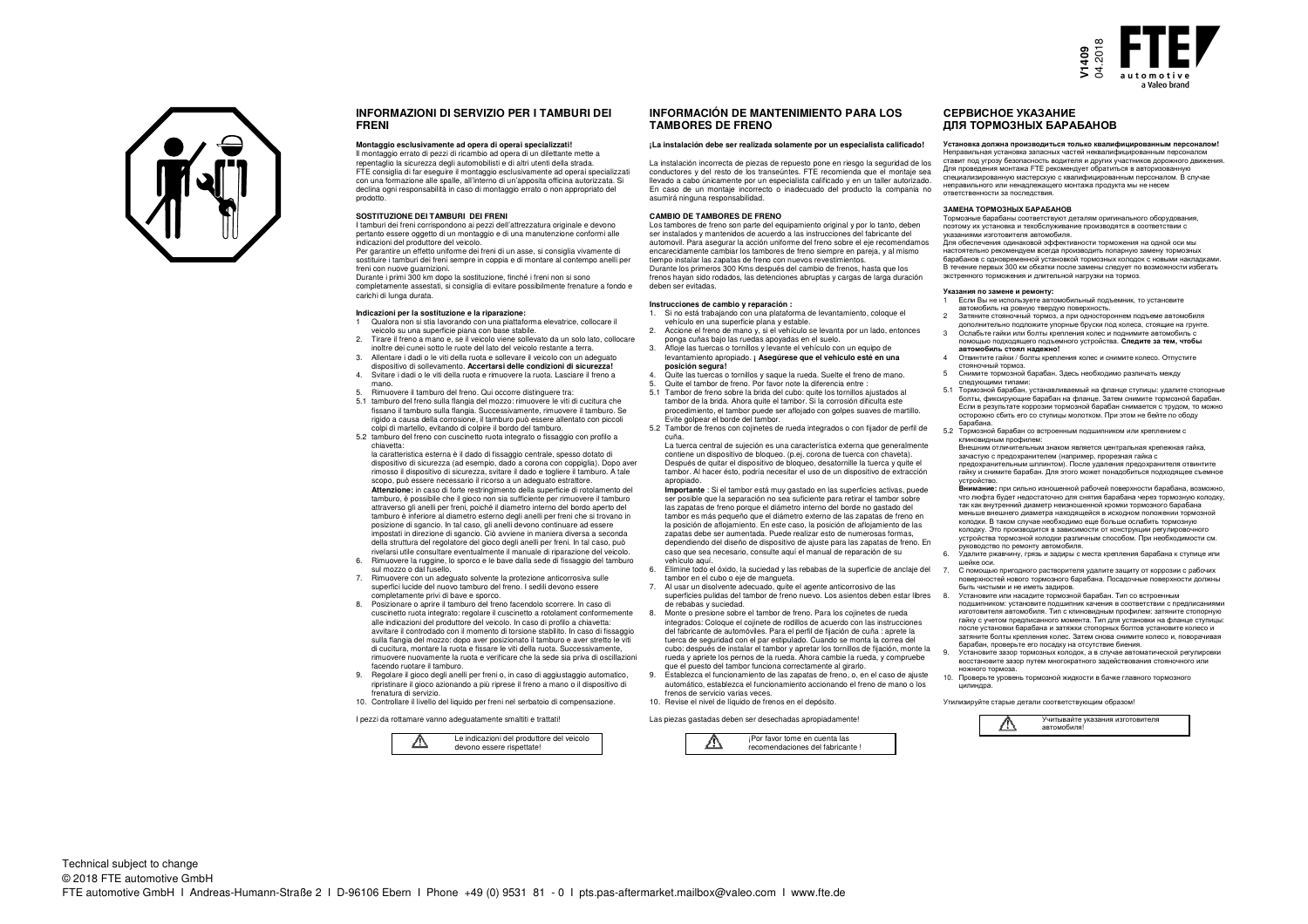V1409
04.2018

FTE automotive a Valeo brand

## INFORMAZIONI DI SERVIZIO PER I TAMBURI DEI FRENI

**Montaggio esclusivamente ad opera di operai specializzati!**
Il montaggio errato di pezzi di ricambio ad opera di un dilettante mette a repentaglio la sicurezza degli automobilisti e di altri utenti della strada. FTE consiglia di far eseguire il montaggio esclusivamente ad operai specializzati con una formazione alle spalle, all'interno di un'apposita officina autorizzata. Si declina ogni responsabilità in caso di montaggio errato o non appropriato del prodotto.

**SOSTITUZIONE DEI TAMBURI DEI FRENI**
I tamburi dei freni corrispondono ai pezzi dell'attrezzatura originale e devono pertanto essere oggetto di un montaggio e di una manutenzione conformi alle indicazioni del produttore del veicolo.
Per garantire un effetto uniforme dei freni di un asse, si consiglia vivamente di sostituire i tamburi dei freni sempre in coppia e di montare al contempo anelli per freni con nuove guarnizioni.
Durante i primi 300 km dopo la sostituzione, finché i freni non si sono completamente assestati, si consiglia di evitare possibilmente frenature a fondo e carichi di lunga durata.

**Indicazioni per la sostituzione e la riparazione:**
1 Qualora non si stia lavorando con una piattaforma elevatrice, collocare il veicolo su una superficie piana con base stabile.
2. Tirare il freno a mano e, se il veicolo viene sollevato da un solo lato, collocare inoltre dei cunei sotto le ruote del lato del veicolo restante a terra.
3. Allentare i dadi o le viti della ruota e sollevare il veicolo con un adeguato dispositivo di sollevamento. **Accertarsi delle condizioni di sicurezza!**
4. Svitare i dadi o le viti della ruota e rimuovere la ruota. Lasciare il freno a mano.
5. Rimuovere il tamburo del freno. Qui occorre distinguere tra:
5.1 tamburo del freno sulla flangia del mozzo: rimuovere le viti di cucitura che fissano il tamburo sulla flangia. Successivamente, rimuovere il tamburo. Se rigido a causa della corrosione, il tamburo può essere allentato con piccoli colpi di martello, evitando di colpire il bordo del tamburo.
5.2 tamburo del freno con cuscinetto ruota integrato o fissaggio con profilo a chiavetta:
la caratteristica esterna è il dado di fissaggio centrale, spesso dotato di dispositivo di sicurezza (ad esempio, dado a corona con coppiglia). Dopo aver rimosso il dispositivo di sicurezza, svitare il dado e togliere il tamburo. A tale scopo, può essere necessario il ricorso a un adeguato estrattore.
**Attenzione:** in caso di forte restringimento della superficie di rotolamento del tamburo, è possibile che il gioco non sia sufficiente per rimuovere il tamburo attraverso gli anelli per freni, poiché il diametro interno del bordo aperto del tamburo è inferiore al diametro esterno degli anelli per freni che si trovano in posizione di sgancio. In tal caso, gli anelli devono continuare ad essere impostati in direzione di sgancio. Ciò avviene in maniera diversa a seconda della struttura del regolatore del gioco degli anelli per freni. In tal caso, può rivelarsi utile consultare eventualmente il manuale di riparazione del veicolo.
6. Rimuovere la ruggine, lo sporco e le bave dalla sede di fissaggio del tamburo sul mozzo o dal fusello.
7. Rimuovere con un adeguato solvente la protezione anticorrosiva sulle superfici lucide del nuovo tamburo del freno. I sedili devono essere completamente privi di bave e sporco.
8. Posizionare o aprire il tamburo del freno facendolo scorrere. In caso di cuscinetto ruota integrato: regolare il cuscinetto a rotolamento conformemente alle indicazioni del produttore del veicolo. In caso di profilo a chiavetta: avvitare il controdado con il momento di torsione stabilito. In caso di fissaggio sulla flangia del mozzo: dopo aver posizionato il tamburo e aver stretto le viti di cucitura, montare la ruota e fissare le viti della ruota. Successivamente, rimuovere nuovamente la ruota e verificare che la sede sia priva di oscillazioni facendo ruotare il tamburo.
9. Regolare il gioco degli anelli per freni o, in caso di aggiustaggio automatico, ripristinare il gioco azionando a più riprese il freno a mano o il dispositivo di frenatura di servizio.
10. Controllare il livello del liquido per freni nel serbatoio di compensazione.

I pezzi da rottamare vanno adeguatamente smaltiti e trattati!

⚠ Le indicazioni del produttore del veicolo devono essere rispettate!

## INFORMACIÓN DE MANTENIMIENTO PARA LOS TAMBORES DE FRENO

**¡La instalación debe ser realizada solamente por un especialista calificado!**

La instalación incorrecta de piezas de repuesto pone en riesgo la seguridad de los conductores y del resto de los transeúntes. FTE recomienda que el montaje sea llevado a cabo únicamente por un especialista calificado y en un taller autorizado. En caso de un montaje incorrecto o inadecuado del producto la compania no asumirá ninguna responsabilidad.

**CAMBIO DE TAMBORES DE FRENO**
Los tambores de freno son parte del equipamiento original y por lo tanto, deben ser instalados y mantenidos de acuerdo a las instrucciones del fabricante del automovil. Para asegurar la acción uniforme del freno sobre el eje recomendamos encarecidamente cambiar los tambores de freno siempre en pareja, y al mismo tiempo instalar las zapatas de freno con nuevos revestimientos.
Durante los primeros 300 Kms después del cambio de frenado, hasta que los frenos hayan sido rodados, las detenciones abruptas y cargas de larga duración deben ser evitadas.

**Instrucciones de cambio y reparación :**
1. Si no está trabajando con una plataforma de levantamiento, coloque el vehículo en una superficie plana y estable.
2. Accione el freno de mano y, si el vehículo se levanta por un lado, entonces ponga cuñas bajo las ruedas apoyadas en el suelo.
3. Afloje las tuercas o tornillos y levante el vehículo con un equipo de levantamiento apropiado. **¡ Asegúrese que el vehículo esté en una posición segura!**
4. Quite las tuercas o tornillos y saque la rueda. Suelte el freno de mano.
5. Quite el tambor de freno. Por favor note la diferencia entre :
5.1 Tambor de freno sobre la brida del cubo: quite los tornillos ajustados al tambor de la brida. Ahora quite el tambor. Si la corrosión dificulta este procedimiento, el tambor puede ser aflojado con golpes suaves de martillo. Evite golpear el borde del tambor.
5.2 Tambor de frenos con cojinetes de rueda integrados o con fijador de perfil de cuña.
La tuerca central de sujeción es una característica externa que generalmente contiene un dispositivo de bloqueo. (p.ej. corona de tuerca con chaveta). Después de quitar el dispositivo de bloqueo, desatornille la tuerca y quite el tambor. Al hacer ésto, podría necesitar el uso de un dispositivo de extracción apropiado.
**Importante** : Si el tambor está muy gastado en las superficies activas, puede ser posible que la separación no sea suficiente para retirar el tambor sobre las zapatas de freno porque el diámetro interno del borde no gastado del tambor es más pequeño que el diámetro externo de las zapatas de freno en la posición de aflojamiento. En este caso, la posición de aflojamiento de las zapatas debe ser aumentada. Puede realizar esto de numerosas formas, dependiendo del diseño de dispositivo de ajuste para las zapatas de freno. En caso que sea necesario, consulte aquí el manual de reparación de su vehículo aquí.
6. Elimine todo el óxido, la suciedad y las rebabas de la superficie de anclaje del tambor en el cubo o eje de mangueta.
7. Al usar un disolvente adecuado, quite el agente anticorrosivo de las superficies pulidas del tambor de freno nuevo. Los asientos deben estar libres de rebabas y suciedad.
8. Monte o presione sobre el tambor de freno. Para los cojinetes de rueda integrados: Coloque el cojinete de rodillos de acuerdo con las instrucciones del fabricante de automóviles. Para el perfil de fijación de cuña : aprete la tuerca de seguridad con el par estipulado. Cuando se monta la correa del cubo: después de instalar el tambor y apretar los tornillos de fijación, monte la rueda y apriete los pernos de la rueda. Ahora cambie la rueda, y compruebe que el puesto del tambor funciona correctamente al girarlo.
9. Establezca el funcionamiento de las zapatas de freno, o, en el caso de ajuste automático, establezca el funcionamiento accionando el freno de mano o los frenos de servicio varias veces.
10. Revise el nivel de líquido de frenos en el depósito.

Las piezas gastadas deben ser desechadas apropiadamente!

⚠ ¡Por favor tome en cuenta las recomendaciones del fabricante !

## СЕРВИСНОЕ УКАЗАНИЕ ДЛЯ ТОРМОЗНЫХ БАРАБАНОВ

**Установка должна производиться только квалифицированным персоналом!**
Неправильная установка запасных частей неквалифицированным персоналом ставит под угрозу безопасность водителя и других участников дорожного движения. Для проведения монтажа FTE рекомендует обратиться в авторизованную специализированную мастерскую с квалифицированным персоналом. В случае неправильного или ненадлежащего монтажа продукта мы не несем ответственности за последствия.

**ЗАМЕНА ТОРМОЗНЫХ БАРАБАНОВ**
Тормозные барабаны соответствуют деталям оригинального оборудования, поэтому их установка и техобслуживание производятся в соответствии с указаниями изготовителя автомобиля.
Для обеспечения одинаковой эффективности торможения на одной оси мы настоятельно рекомендуем всегда производить попарную замену тормозных барабанов с одновременной установкой тормозных колодок с новыми накладками. В течение первых 300 км обкатки после замены следует по возможности избегать экстренного торможения и длительной нагрузки на тормоза.

**Указания по замене и ремонту:**
1 Если Вы не используете автомобильный подъемник, то установите автомобиль на ровную твердую поверхность.
2 Затяните стояночный тормоз, а при одностороннем подъеме автомобиля дополнительно подложите упорные бруски под колеса, стоящие на грунте.
3 Ослабьте гайки или болты крепления колес и поднимите автомобиль с помощью подходящего подъемного устройства. **Следите за тем, чтобы автомобиль стоял надежно!**
4 Отвинтите гайки / болты крепления колес и снимите колесо. Отпустите стояночный тормоз.
5 Снимите тормозной барабан. Здесь необходимо различать между следующими типами:
5.1 Тормозной барабан, устанавливаемый на фланце ступицы: удалите стопорные болты, фиксирующие барабан на фланце. Затем снимите тормозной барабан. Если в результате коррозии тормозной барабан снимается с трудом, то можно осторожно сбить его со ступицы молотком. При этом не бейте по ободу барабана.
5.2 Тормозной барабан со встроенным подшипником или креплением с клиновидным профилем:
Внешним отличительным знаком является центральная крепежная гайка, зачастую с предохранителем (например, прорезная гайка с предохранительным шплинтом). После удаления предохранителя отвинтите гайку и снимите барабан. Для этого может понадобиться подходящее съемное устройство.
**Внимание:** при сильно изношенной рабочей поверхности барабана, возможно, что люфта будет недостаточно для снятия барабана через тормозную колодку, так как внутренний диаметр неизношенной кромки тормозного барабана меньше внешнего диаметра находящейся в исходном положении тормозной колодки. В таком случае необходимо еще больше ослабить тормозную колодку. Это производится в зависимости от конструкции регулировочного устройства тормозной колодки различным способом. При необходимости см. руководство по ремонту автомобиля.
6. Удалите ржавчину, грязь и задиры с места крепления барабана к ступице или шейке оси.
7. С помощью пригодного растворителя удалите защиту от коррозии с рабочих поверхностей нового тормозного барабана. Посадочные поверхности должны быть чистыми и не иметь задиров.
8. Установите или насадите тормозной барабан. Тип со встроенным подшипником: установите подшипник качения в соответствии с предписаниями изготовителя автомобиля. Тип с клиновидным профилем: затяните стопорную гайку с учетом предписанного момента. Тип для установки на фланце ступицы: после установки барабана и затяжки стопорных болтов установите колесо и затяните болты крепления колес. Затем снова снимите колесо и, поворачивая барабан, проверьте его посадку на отсутствие биения.
9. Установите зазор тормозных колодок, а в случае автоматической регулировки восстановите зазор путем многократного задействования стояночного или ножного тормоза.
10. Проверьте уровень тормозной жидкости в бачке главного тормозного цилиндра.

Утилизируйте старые детали соответствующим образом!

⚠ Учитывайте указания изготовителя автомобиля!

Technical subject to change
© 2018 FTE automotive GmbH
FTE automotive GmbH I Andreas-Humann-Straße 2 I D-96106 Ebern I Phone +49 (0) 9531 81 - 0 I pts.pas-aftermarket.mailbox@valeo.com I www.fte.de